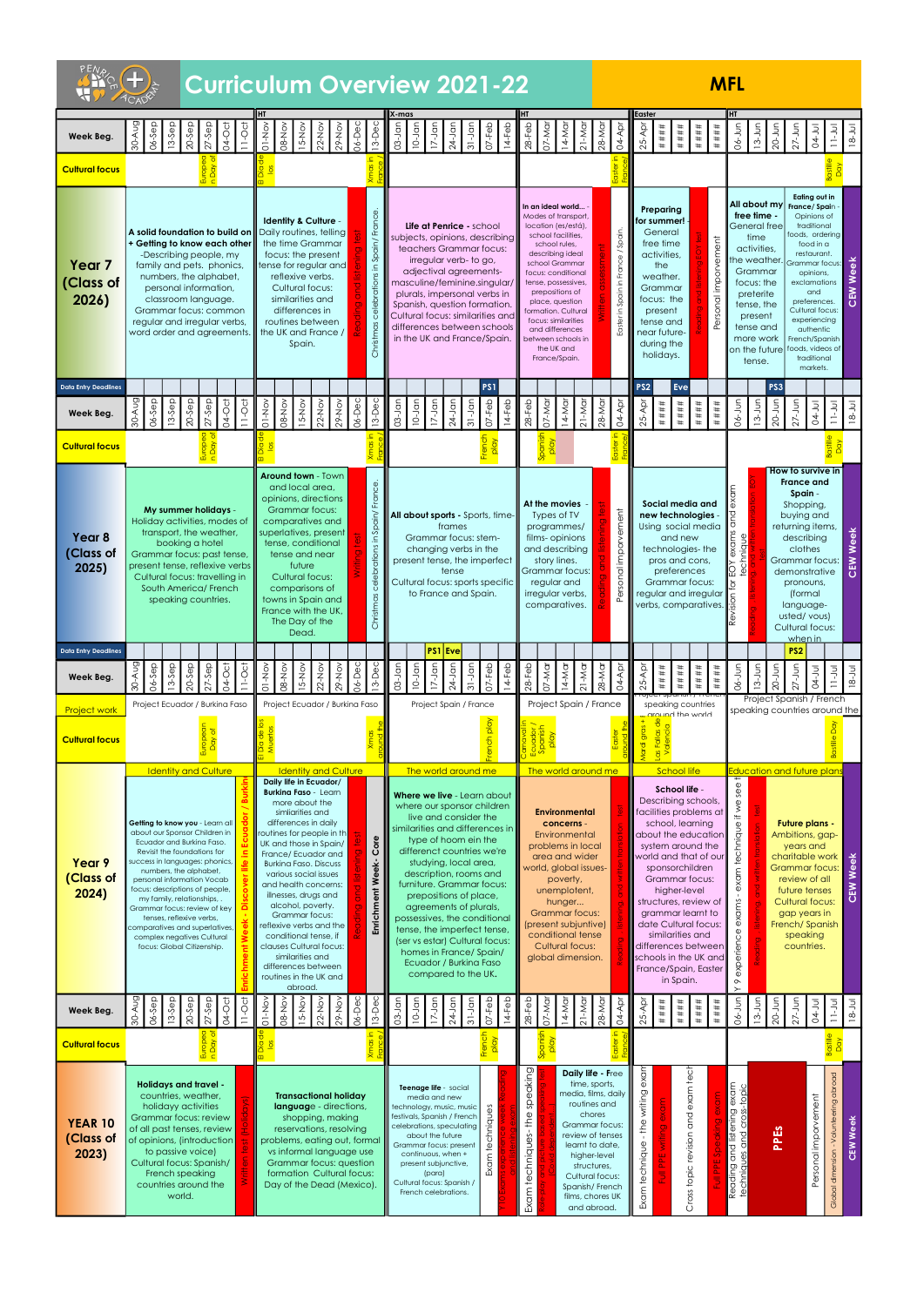# Curriculum Overview 2021-22

**MFL**

**Week Beg.:** 30-Aug, 06-Sep, 13-Sep, 20-Sep, 27-Sep, 04-Oct, 11-Oct | HT | 01-Nov, 08-Nov, 15-Nov, 22-Nov, 29-Nov, 06-Dec, 13-Dec | X-mas | 03-Jan, 10-Jan, 17-Jan, 24-Jan, 31-Jan, 07-Feb, 14-Feb | HT | 28-Feb, 07-Mar, 14-Mar, 21-Mar, 28-Mar, 04-Apr | Easter | 25-Apr, ####, ####, ####, #### | HT | 06-Jun, 13-Jun, 20-Jun, 27-Jun, 04-Jul, 11-Jul, 18-Jul

## Year 7 (Class of 2026)

**Cultural focus:** European Day of Languages; Día de los Muertos; Xmas in France; Easter in France; Bastille Day

| Autumn 1 | Autumn 2 | Spring 1 | Spring 2 | Summer 1 | Summer 2 |
|---|---|---|---|---|---|
| **A solid foundation to build on + Getting to know each other** - Describing people, my family and pets, phonics, numbers, the alphabet, personal information, classroom language. Grammar focus: common regular and irregular verbs, word order and agreements. | **Identity & Culture** - Daily routines, telling the time Grammar focus: the present tense for regular and reflexive verbs. Cultural focus: similarities and differences in routines between the UK and France / Spain. Reading and listening test. Christmas celebrations in Spain/ France. | **Life at Penrice** - school subjects, opinions, describing teachers Grammar focus: irregular verb- to go, adjectival agreements- masculine/feminine.singular/ plurals, impersonal verbs in Spanish, question formation. Cultural focus: similarities and differences between schools in the UK and France/Spain. | **In an ideal world...** - Modes of transport, location (es/está), school facilities, school rules, describing ideal school Grammar focus: conditional tense, possessives, prepositions of place, question formation. Cultural focus: similarities and differences between schools in the UK and France/Spain. Written assessment. Easter in Spain in France / Spain. | **Preparing for summer!** - General free time activities, the weather. Grammar focus: the present tense and near future- during the holidays. Reading and listening EOY test. Personal improvement. | **All about my free time** - General free time activities, the weather. Grammar focus: the preterite tense, the present tense and more work on the future tense. **Eating out in France/ Spain** - Opinions of traditional foods, ordering food in a restaurant. Grammar focus: opinions, exclamations and preferences. Cultural focus: experiencing authentic French/Spanish foods, videos of traditional markets. CEW Week |

**Data Entry Deadlines:** PS1 (07-Feb); PS2, Eve (25-Apr onwards); PS3 (20-Jun)

## Year 8 (Class of 2025)

**Cultural focus:** European Day of Languages; Día de los Muertos; Xmas in France; French play; Spanish play; Easter in France; Bastille Day

| Autumn 1 | Autumn 2 | Spring 1 | Spring 2 | Summer 1 | Summer 2 |
|---|---|---|---|---|---|
| **My summer holidays** - Holiday activities, modes of transport, the weather, booking a hotel Grammar focus: past tense, present tense, reflexive verbs Cultural focus: travelling in South America/ French speaking countries. | **Around town** - Town and local area, opinions, directions Grammar focus: comparatives and superlatives, present tense, conditional tense and near future Cultural focus: comparisons of towns in Spain and France with the UK, The Day of the Dead. Writing test. Christmas celebrations in Spain/ France. | **All about sports** - Sports, time-frames Grammar focus: stem-changing verbs in the present tense, the imperfect tense Cultural focus: sports specific to France and Spain. | **At the movies** - Types of TV programmes/ films- opinions and describing story lines. Grammar focus: regular and irregular verbs, comparatives. Reading and listening test. Personal improvement. | **Social media and new technologies** - Using social media and new technologies- the pros and cons, preferences Grammar focus: regular and irregular verbs, comparatives. Revision for EOY exams and exam technique. Reading, listening and written translation EOY test. | **How to survive in France and Spain** - Shopping, buying and returning items, describing clothes Grammar focus: demonstrative pronouns, (formal language- usted/ vous) Cultural focus: when in Rome. CEW Week |

**Data Entry Deadlines:** PS1, Eve (17-Jan / 24-Jan); PS2 (20-Jun)

## Year 9 (Class of 2024)

**Project work:** Project Ecuador / Burkina Faso (Autumn 1); Project Ecuador / Burkina Faso (Autumn 2); Project Spain / France (Spring 1); Project Spain / France (Spring 2); Project Spanish speaking countries around the world (Summer 1); Project Spanish / French speaking countries around the world (Summer 2)

**Cultural focus:** European Day of Languages; El Día de los Muertos; Xmas around the world; French play; Carnaval in Ecuador / Spanish play; Easter around the world; Mardi gras + Las Fallas de Valencia; Bastille Day

| Identity and Culture | Identity and Culture | The world around me | The world around me | School life | Education and future plans |
|---|---|---|---|---|---|
| **Getting to know you** - Learn all about our Sponsor Children in Ecuador and Burkina Faso. Revisit the foundations for success in languages: phonics, numbers, the alphabet, personal information Vocab focus: descriptions of people, my family, relationships. Grammar focus: review of key tenses, reflexive verbs, comparatives and superlatives, complex negatives Cultural focus: Global Citizenship. Enrichment Week - Discover life in Ecuador/ Burkina Faso. | **Daily life in Ecuador/ Burkina Faso** - Learn more about the similarities and differences in daily routines for people in the UK and those in Spain/ France/ Ecuador and Burkina Faso. Discuss various social issues and health concerns: illnesses, drugs and alcohol, poverty. Grammar focus: reflexive verbs and the conditional tense, if clauses Cultural focus: similarities and differences between routines in the UK and abroad. Reading and listening test. Enrichment Week- Core | **Where we live** - Learn about where our sponsor children live and consider the similarities and differences in type of home in the different countries we're studying, local area, description, rooms and furniture. Grammar focus: prepositions of place, agreements of plurals, possessives, the conditional tense, the imperfect tense, (ser vs estar) Cultural focus: homes in France/ Spain/ Ecuador / Burkina Faso compared to the UK. | **Environmental concerns** - Environmental problems in local area and wider world, global issues- poverty, unemployment, hunger... Grammar focus: (present subjuntive) conditional tense Cultural focus: global dimension. Reading, listening and written translation test. | **School life** - Describing schools, facilities problems at school, learning system around the world and that of our sponsorchildren Grammar focus: higher-level structures, review of grammar learnt to date Cultural focus: similarities and differences between schools in the UK and France/Spain, Easter in Spain. | Y 9 experience exams - exam technique if we see it. Reading, listening and written translation test. **Future plans** - Ambitions, gap-years and charitable work Grammar focus: review of all future tenses Cultural focus: gap years in French/ Spanish speaking countries. CEW Week |

## Year 10 (Class of 2023)

**Cultural focus:** European Day of Languages; Día de los Muertos; Xmas in France; French play; Spanish play; Easter in France; Bastille Day

| Autumn 1 | Autumn 2 | Spring 1 | Spring 2 | Summer 1 | Summer 2 |
|---|---|---|---|---|---|
| **Holidays and travel** - countries, weather, holiday activities Grammar focus: review of all past tenses, review of opinions, (introduction to passive voice) Cultural focus: Spanish/ French speaking countries around the world. Written test (Holidays) | **Transactional holiday language** - directions, shopping, making reservations, resolving problems, eating out, formal vs informal language use Grammar focus: question formation Cultural focus: Day of the Dead (Mexico). | **Teenage life** - social media and new technology, music, music festivals, Spanish / French celebrations, speculating about the future Grammar focus: present continuous, when + present subjunctive, (para) Cultural focus: Spanish / French celebrations. Exam techniques. Y10 Exam experience week Reading and listening exam. | Exam techniques- the speaking exam. Role play and picture cards- speaking test (Covid dependent). **Daily life** - Free time, sports, media, films, daily routines and chores Grammar focus: review of tenses learnt to date, higher-level structures. Cultural focus: Spanish/ French films, chores UK and abroad. | Exam technique - the writing exam. Full PPE writing exam. Cross topic revision and exam tech. Full PPE Speaking exam. | Reading and listening exam techniques and cross-topic. PPEs. Personal improvement. Global dimension - Volunteering abroad. CEW Week |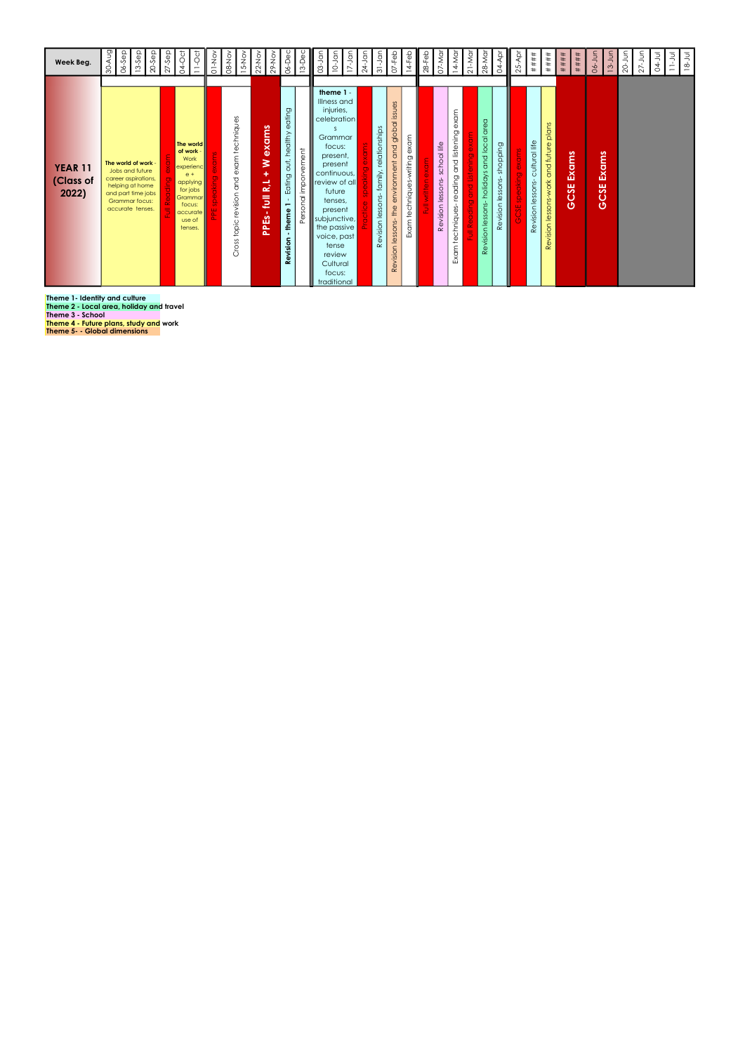| Week Beg. | 30-Aug | 06-Sep | 13-Sep | 20-Sep | 27-Sep | 04-Oct | 11-Oct | 01-Nov | 08-Nov | 15-Nov | 22-Nov | 29-Nov | 06-Dec | 13-Dec | 03-Jan | 10-Jan | 17-Jan | 24-Jan | 31-Jan | 07-Feb | 14-Feb | 28-Feb | 07-Mar | 14-Mar | 21-Mar | 28-Mar | 04-Apr | 25-Apr | ### | ### | ### | ### | 06-Jun | 13-Jun | 20-Jun | 27-Jun | 04-Jul | 11-Jul | 18-Jul |
|---|---|---|---|---|---|---|---|---|---|---|---|---|---|---|---|---|---|---|---|---|---|---|---|---|---|---|---|---|---|---|---|---|---|---|---|---|---|---|---|
| **YEAR 11 (Class of 2022)** | The world of work - Jobs and future career aspirations, helping at home and part time jobs Grammar focus: accurate tenses. | | | | Full Reading exam | The world of work - Work experience + applying for jobs Grammar focus: accurate use of tenses. | | PPE speaking exams | Cross topic revision and exam techniques | | PPEs- full R,L + W exams | | Revision - theme 1 - Eating out, healthy eating | Personal improvement | theme 1 - Illness and injuries, celebrations Grammar focus: present, present continuous, review of all future tenses, present subjunctive, the passive voice, past tense review Cultural focus: traditional | | | Practice speaking exams | Revision lessons- family, relationships | Revision lessons- the environment and global issues | Exam techniques-writing exam | Full written exam | Revision lessons- school life | Exam techniques- reading and listening exam | Full Reading and Listening exam | Revision lessons- holidays and local area | Revision lessons- shopping | GCSE speaking exams | Revision lessons- cultural life | Revision lessons-work and future plans | GCSE Exams | | GCSE Exams | | | | | | |

**Theme 1- Identity and culture**
**Theme 2 - Local area, holiday and travel**
**Theme 3 - School**
**Theme 4 - Future plans, study and work**
**Theme 5- - Global dimensions**